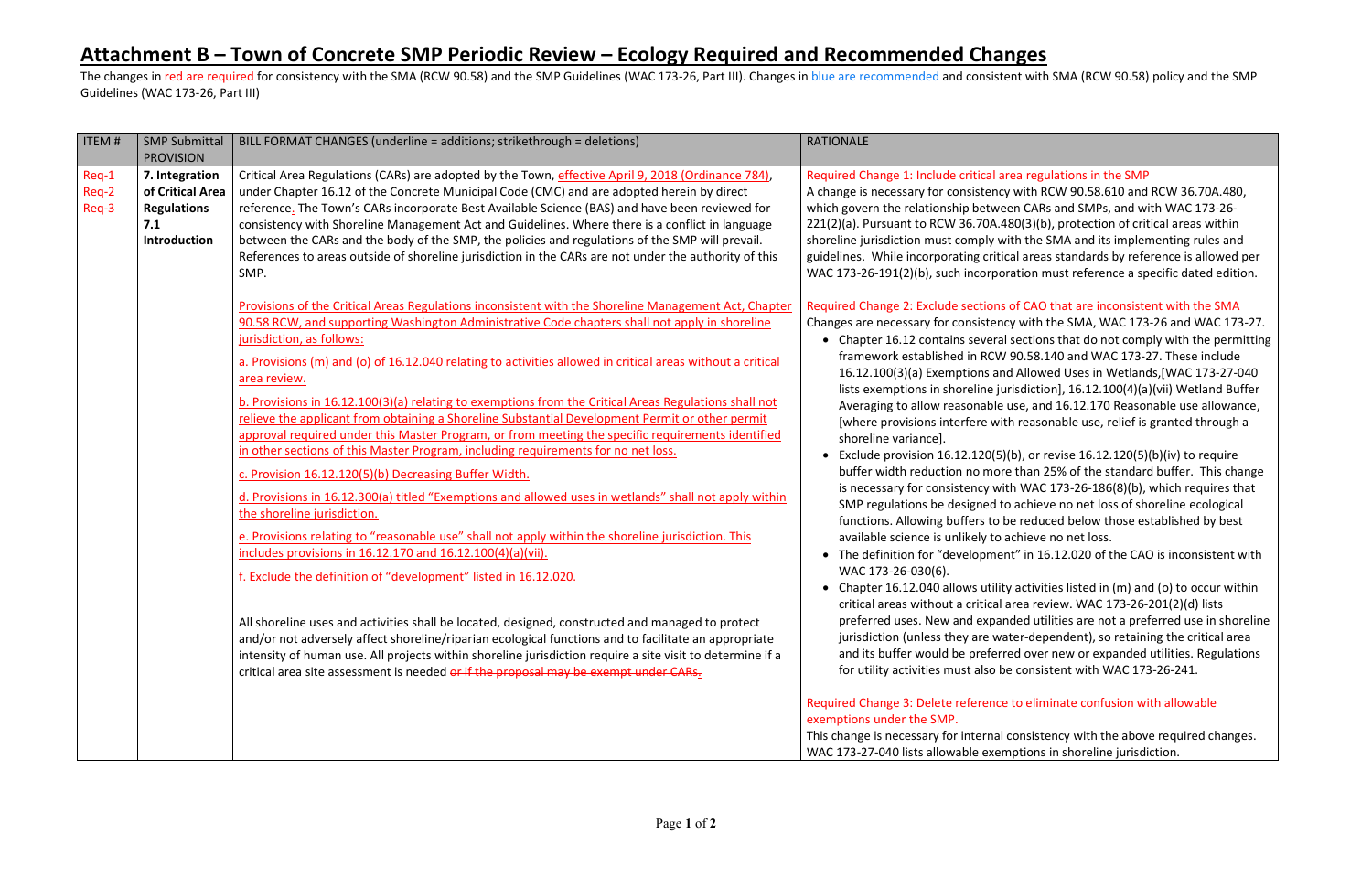# Attachment B – Town of Concrete SMP Periodic Review – Ecology Required and Recommended Changes

The changes in red are required for consistency with the SMA (RCW 90.58) and the SMP Guidelines (WAC 173-26, Part III). Changes in blue are recommended and consistent with SMA (RCW 90.58) policy and the SMP Guidelines (WAC 173-26, Part III)

| ITEM # | SMP Submittal PROVISION | BILL FORMAT CHANGES (underline = additions; strikethrough = deletions) | RATIONALE |
|---|---|---|---|
| Req-1<br>Req-2<br>Req-3 | **7. Integration of Critical Area Regulations**<br>**7.1 Introduction** | Critical Area Regulations (CARs) are adopted by the Town, <u>effective April 9, 2018 (Ordinance 784)</u>, under Chapter 16.12 of the Concrete Municipal Code (CMC) and are adopted herein by direct reference<u>.</u> The Town's CARs incorporate Best Available Science (BAS) and have been reviewed for consistency with Shoreline Management Act and Guidelines. Where there is a conflict in language between the CARs and the body of the SMP, the policies and regulations of the SMP will prevail. References to areas outside of shoreline jurisdiction in the CARs are not under the authority of this SMP.<br><br><u>Provisions of the Critical Areas Regulations inconsistent with the Shoreline Management Act, Chapter 90.58 RCW, and supporting Washington Administrative Code chapters shall not apply in shoreline jurisdiction, as follows:</u><br><br><u>a. Provisions (m) and (o) of 16.12.040 relating to activities allowed in critical areas without a critical area review.</u><br><br><u>b. Provisions in 16.12.100(3)(a) relating to exemptions from the Critical Areas Regulations shall not relieve the applicant from obtaining a Shoreline Substantial Development Permit or other permit approval required under this Master Program, or from meeting the specific requirements identified in other sections of this Master Program, including requirements for no net loss.</u><br><br><u>c. Provision 16.12.120(5)(b) Decreasing Buffer Width.</u><br><br><u>d. Provisions in 16.12.300(a) titled "Exemptions and allowed uses in wetlands" shall not apply within the shoreline jurisdiction.</u><br><br><u>e. Provisions relating to "reasonable use" shall not apply within the shoreline jurisdiction. This includes provisions in 16.12.170 and 16.12.100(4)(a)(vii).</u><br><br><u>f. Exclude the definition of "development" listed in 16.12.020.</u><br><br>All shoreline uses and activities shall be located, designed, constructed and managed to protect and/or not adversely affect shoreline/riparian ecological functions and to facilitate an appropriate intensity of human use. All projects within shoreline jurisdiction require a site visit to determine if a critical area site assessment is needed ~~or if the proposal may be exempt under CARs~~. | Required Change 1: Include critical area regulations in the SMP<br>A change is necessary for consistency with RCW 90.58.610 and RCW 36.70A.480, which govern the relationship between CARs and SMPs, and with WAC 173-26-221(2)(a). Pursuant to RCW 36.70A.480(3)(b), protection of critical areas within shoreline jurisdiction must comply with the SMA and its implementing rules and guidelines. While incorporating critical areas standards by reference is allowed per WAC 173-26-191(2)(b), such incorporation must reference a specific dated edition.<br><br>Required Change 2: Exclude sections of CAO that are inconsistent with the SMA<br>Changes are necessary for consistency with the SMA, WAC 173-26 and WAC 173-27.<br>• Chapter 16.12 contains several sections that do not comply with the permitting framework established in RCW 90.58.140 and WAC 173-27. These include 16.12.100(3)(a) Exemptions and Allowed Uses in Wetlands,[WAC 173-27-040 lists exemptions in shoreline jurisdiction], 16.12.100(4)(a)(vii) Wetland Buffer Averaging to allow reasonable use, and 16.12.170 Reasonable use allowance, [where provisions interfere with reasonable use, relief is granted through a shoreline variance].<br>• Exclude provision 16.12.120(5)(b), or revise 16.12.120(5)(b)(iv) to require buffer width reduction no more than 25% of the standard buffer. This change is necessary for consistency with WAC 173-26-186(8)(b), which requires that SMP regulations be designed to achieve no net loss of shoreline ecological functions. Allowing buffers to be reduced below those established by best available science is unlikely to achieve no net loss.<br>• The definition for "development" in 16.12.020 of the CAO is inconsistent with WAC 173-26-030(6).<br>• Chapter 16.12.040 allows utility activities listed in (m) and (o) to occur within critical areas without a critical area review. WAC 173-26-201(2)(d) lists preferred uses. New and expanded utilities are not a preferred use in shoreline jurisdiction (unless they are water-dependent), so retaining the critical area and its buffer would be preferred over new or expanded utilities. Regulations for utility activities must also be consistent with WAC 173-26-241.<br><br>Required Change 3: Delete reference to eliminate confusion with allowable exemptions under the SMP.<br>This change is necessary for internal consistency with the above required changes. WAC 173-27-040 lists allowable exemptions in shoreline jurisdiction. |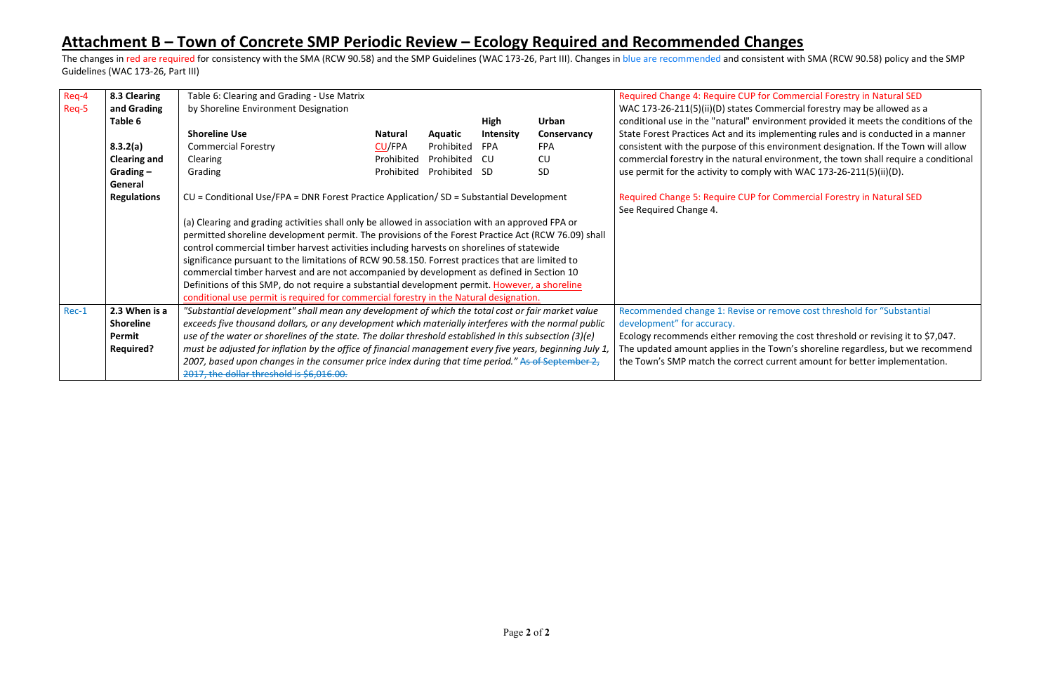# Attachment B – Town of Concrete SMP Periodic Review – Ecology Required and Recommended Changes

The changes in red are required for consistency with the SMA (RCW 90.58) and the SMP Guidelines (WAC 173-26, Part III). Changes in blue are recommended and consistent with SMA (RCW 90.58) policy and the SMP Guidelines (WAC 173-26, Part III)

| | | | |
|---|---|---|---|
| Req-4<br>Req-5 | **8.3 Clearing and Grading Table 6**<br><br>**8.3.2(a) Clearing and Grading – General Regulations** | Table 6: Clearing and Grading - Use Matrix by Shoreline Environment Designation<br><br>**Shoreline Use** / **Natural** / **Aquatic** / **High Intensity** / **Urban Conservancy**<br>Commercial Forestry / CU/FPA / Prohibited / FPA / FPA<br>Clearing / Prohibited / Prohibited / CU / CU<br>Grading / Prohibited / Prohibited / SD / SD<br><br>CU = Conditional Use/FPA = DNR Forest Practice Application/ SD = Substantial Development<br><br>(a) Clearing and grading activities shall only be allowed in association with an approved FPA or permitted shoreline development permit. The provisions of the Forest Practice Act (RCW 76.09) shall control commercial timber harvest activities including harvests on shorelines of statewide significance pursuant to the limitations of RCW 90.58.150. Forrest practices that are limited to commercial timber harvest and are not accompanied by development as defined in Section 10 Definitions of this SMP, do not require a substantial development permit. However, a shoreline conditional use permit is required for commercial forestry in the Natural designation. | Required Change 4: Require CUP for Commercial Forestry in Natural SED<br>WAC 173-26-211(5)(ii)(D) states Commercial forestry may be allowed as a conditional use in the "natural" environment provided it meets the conditions of the State Forest Practices Act and its implementing rules and is conducted in a manner consistent with the purpose of this environment designation. If the Town will allow commercial forestry in the natural environment, the town shall require a conditional use permit for the activity to comply with WAC 173-26-211(5)(ii)(D).<br><br>Required Change 5: Require CUP for Commercial Forestry in Natural SED<br>See Required Change 4. |
| Rec-1 | **2.3 When is a Shoreline Permit Required?** | *"Substantial development" shall mean any development of which the total cost or fair market value exceeds five thousand dollars, or any development which materially interferes with the normal public use of the water or shorelines of the state. The dollar threshold established in this subsection (3)(e) must be adjusted for inflation by the office of financial management every five years, beginning July 1, 2007, based upon changes in the consumer price index during that time period."* ~~As of September 2, 2017, the dollar threshold is $6,016.00.~~ | Recommended change 1: Revise or remove cost threshold for "Substantial development" for accuracy.<br>Ecology recommends either removing the cost threshold or revising it to $7,047. The updated amount applies in the Town's shoreline regardless, but we recommend the Town's SMP match the correct current amount for better implementation. |